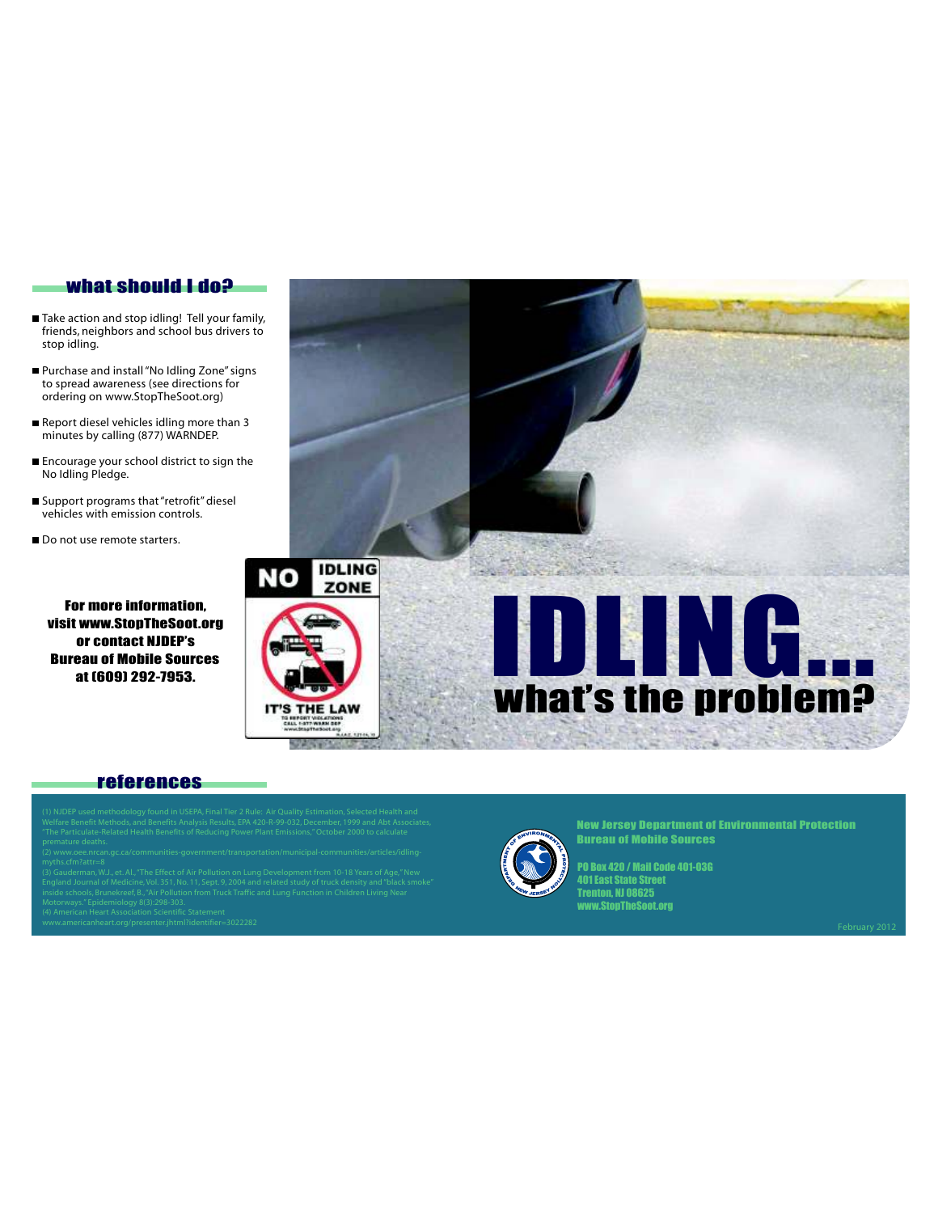## what should I do?

- Take action and stop idling! Tell your family, friends, neighbors and school bus drivers to stop idling.
- Purchase and install "No Idling Zone" signs to spread awareness (see directions for ordering on www.StopTheSoot.org)
- Report diesel vehicles idling more than 3 minutes by calling (877) WARNDEP.
- Encourage your school district to sign the No Idling Pledge.
- Support programs that "retrofit" diesel vehicles with emission controls.
- Do not use remote starters.

**For more information, visit www.StopTheSoot.org or contact NJDEP's Bureau of Mobile Sources at (609) 292-7953.**

NO IDLING ZONE

IT'S THE LAW

TO REPORT VIOLATIONS CALL 1-877-WARN DEP www.StopTheSoot.org

# IDLING...

## what's the problem?

## references

(1) NJDEP used methodology found in USEPA, Final Tier 2 Rule: Air Quality Estimation, Selected Health and Welfare Benefit Methods, and Benefits Analysis Results, EPA 420-R-99-032, December, 1999 and Abt Associates, "The Particulate-Related Health Benefits of Reducing Power Plant Emissions," October 2000 to calculate premature deaths.
(2) www.oee.nrcan.gc.ca/communities-government/transportation/municipal-communities/articles/idling-myths.cfm?attr=8
(3) Gauderman, W.J., et. Al., "The Effect of Air Pollution on Lung Development from 10-18 Years of Age," New England Journal of Medicine, Vol. 351, No. 11, Sept. 9, 2004 and related study of truck density and "black smoke" inside schools, Brunekreef, B., "Air Pollution from Truck Traffic and Lung Function in Children Living Near Motorways." Epidemiology 8(3):298-303.
(4) American Heart Association Scientific Statement www.americanheart.org/presenter.jhtml?identifier=3022282

**New Jersey Department of Environmental Protection**
**Bureau of Mobile Sources**

PO Box 420 / Mail Code 401-03G
401 East State Street
Trenton, NJ 08625
www.StopTheSoot.org

February 2012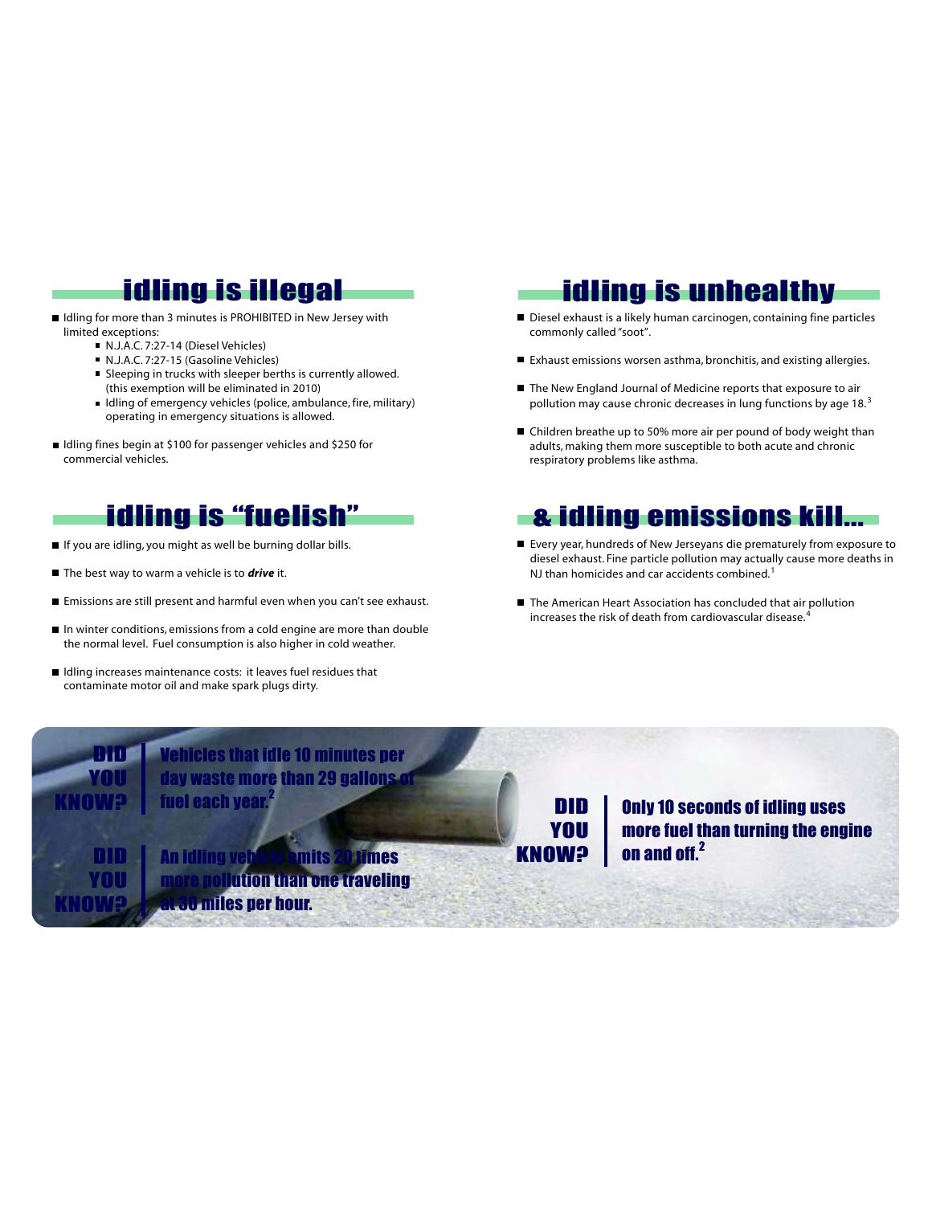## idling is illegal

- Idling for more than 3 minutes is PROHIBITED in New Jersey with limited exceptions:
  - N.J.A.C. 7:27-14 (Diesel Vehicles)
  - N.J.A.C. 7:27-15 (Gasoline Vehicles)
  - Sleeping in trucks with sleeper berths is currently allowed. (this exemption will be eliminated in 2010)
  - Idling of emergency vehicles (police, ambulance, fire, military) operating in emergency situations is allowed.
- Idling fines begin at $100 for passenger vehicles and $250 for commercial vehicles.

## idling is "fuelish"

- If you are idling, you might as well be burning dollar bills.
- The best way to warm a vehicle is to ***drive*** it.
- Emissions are still present and harmful even when you can't see exhaust.
- In winter conditions, emissions from a cold engine are more than double the normal level. Fuel consumption is also higher in cold weather.
- Idling increases maintenance costs: it leaves fuel residues that contaminate motor oil and make spark plugs dirty.

## idling is unhealthy

- Diesel exhaust is a likely human carcinogen, containing fine particles commonly called "soot".
- Exhaust emissions worsen asthma, bronchitis, and existing allergies.
- The New England Journal of Medicine reports that exposure to air pollution may cause chronic decreases in lung functions by age 18.[3]
- Children breathe up to 50% more air per pound of body weight than adults, making them more susceptible to both acute and chronic respiratory problems like asthma.

## & idling emissions kill...

- Every year, hundreds of New Jerseyans die prematurely from exposure to diesel exhaust. Fine particle pollution may actually cause more deaths in NJ than homicides and car accidents combined.[1]
- The American Heart Association has concluded that air pollution increases the risk of death from cardiovascular disease.[4]

**DID YOU KNOW?** Vehicles that idle 10 minutes per day waste more than 29 gallons of fuel each year.[2]

**DID YOU KNOW?** An idling vehicle emits 20 times more pollution than one traveling at 30 miles per hour.

**DID YOU KNOW?** Only 10 seconds of idling uses more fuel than turning the engine on and off.[2]